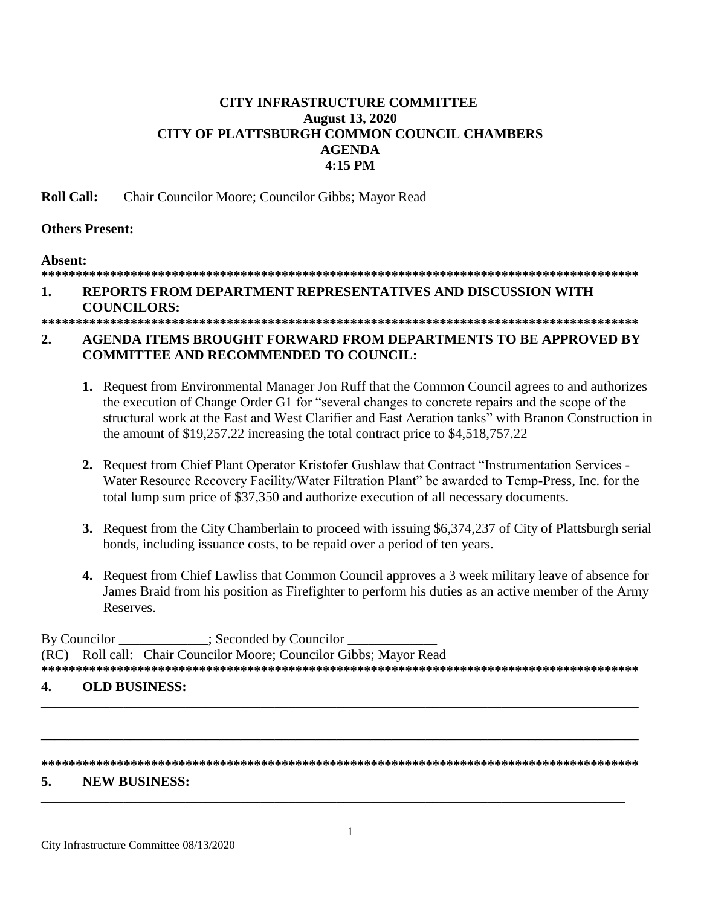**CITY INFRASTRUCTURE COMMITTEE**
**August 13, 2020**
**CITY OF PLATTSBURGH COMMON COUNCIL CHAMBERS**
**AGENDA**
**4:15 PM**

**Roll Call:** Chair Councilor Moore; Councilor Gibbs; Mayor Read

**Others Present:**

**Absent:**

**\*\*\*\*\*\*\*\*\*\*\*\*\*\*\*\*\*\*\*\*\*\*\*\*\*\*\*\*\*\*\*\*\*\*\*\*\*\*\*\*\*\*\*\*\*\*\*\*\*\*\*\*\*\*\*\*\*\*\*\*\*\*\*\*\*\*\*\*\*\*\*\*\*\*\*\*\*\*\*\*\*\*\*\*\*\*\***

## 1. REPORTS FROM DEPARTMENT REPRESENTATIVES AND DISCUSSION WITH COUNCILORS:

**\*\*\*\*\*\*\*\*\*\*\*\*\*\*\*\*\*\*\*\*\*\*\*\*\*\*\*\*\*\*\*\*\*\*\*\*\*\*\*\*\*\*\*\*\*\*\*\*\*\*\*\*\*\*\*\*\*\*\*\*\*\*\*\*\*\*\*\*\*\*\*\*\*\*\*\*\*\*\*\*\*\*\*\*\*\*\***

## 2. AGENDA ITEMS BROUGHT FORWARD FROM DEPARTMENTS TO BE APPROVED BY COMMITTEE AND RECOMMENDED TO COUNCIL:

1. Request from Environmental Manager Jon Ruff that the Common Council agrees to and authorizes the execution of Change Order G1 for "several changes to concrete repairs and the scope of the structural work at the East and West Clarifier and East Aeration tanks" with Branon Construction in the amount of $19,257.22 increasing the total contract price to $4,518,757.22

2. Request from Chief Plant Operator Kristofer Gushlaw that Contract "Instrumentation Services - Water Resource Recovery Facility/Water Filtration Plant" be awarded to Temp-Press, Inc. for the total lump sum price of $37,350 and authorize execution of all necessary documents.

3. Request from the City Chamberlain to proceed with issuing $6,374,237 of City of Plattsburgh serial bonds, including issuance costs, to be repaid over a period of ten years.

4. Request from Chief Lawliss that Common Council approves a 3 week military leave of absence for James Braid from his position as Firefighter to perform his duties as an active member of the Army Reserves.

By Councilor \_\_\_\_\_\_\_\_\_\_\_\_\_; Seconded by Councilor \_\_\_\_\_\_\_\_\_\_\_\_\_

(RC) Roll call: Chair Councilor Moore; Councilor Gibbs; Mayor Read

**\*\*\*\*\*\*\*\*\*\*\*\*\*\*\*\*\*\*\*\*\*\*\*\*\*\*\*\*\*\*\*\*\*\*\*\*\*\*\*\*\*\*\*\*\*\*\*\*\*\*\*\*\*\*\*\*\*\*\*\*\*\*\*\*\*\*\*\*\*\*\*\*\*\*\*\*\*\*\*\*\*\*\*\*\*\*\***

## 4. OLD BUSINESS:

\_\_\_\_\_\_\_\_\_\_\_\_\_\_\_\_\_\_\_\_\_\_\_\_\_\_\_\_\_\_\_\_\_\_\_\_\_\_\_\_\_\_\_\_\_\_\_\_\_\_\_\_\_\_\_\_\_\_\_\_\_\_\_\_\_\_\_\_\_\_\_\_\_\_\_\_\_\_

\_\_\_\_\_\_\_\_\_\_\_\_\_\_\_\_\_\_\_\_\_\_\_\_\_\_\_\_\_\_\_\_\_\_\_\_\_\_\_\_\_\_\_\_\_\_\_\_\_\_\_\_\_\_\_\_\_\_\_\_\_\_\_\_\_\_\_\_\_\_\_\_\_\_\_\_\_\_

**\*\*\*\*\*\*\*\*\*\*\*\*\*\*\*\*\*\*\*\*\*\*\*\*\*\*\*\*\*\*\*\*\*\*\*\*\*\*\*\*\*\*\*\*\*\*\*\*\*\*\*\*\*\*\*\*\*\*\*\*\*\*\*\*\*\*\*\*\*\*\*\*\*\*\*\*\*\*\*\*\*\*\*\*\*\*\***

## 5. NEW BUSINESS:

\_\_\_\_\_\_\_\_\_\_\_\_\_\_\_\_\_\_\_\_\_\_\_\_\_\_\_\_\_\_\_\_\_\_\_\_\_\_\_\_\_\_\_\_\_\_\_\_\_\_\_\_\_\_\_\_\_\_\_\_\_\_\_\_\_\_\_\_\_\_\_\_\_\_\_\_\_\_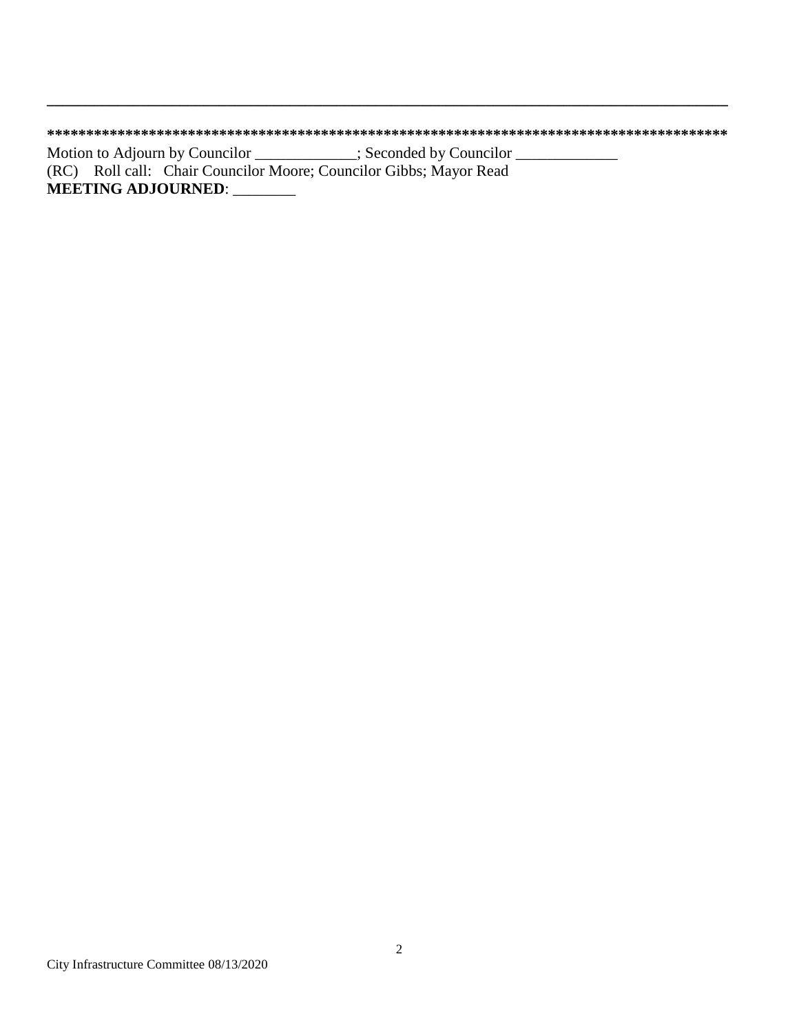---

*******************************************************************************************

Motion to Adjourn by Councilor _____________; Seconded by Councilor _____________

(RC) Roll call: Chair Councilor Moore; Councilor Gibbs; Mayor Read

**MEETING ADJOURNED**: ________